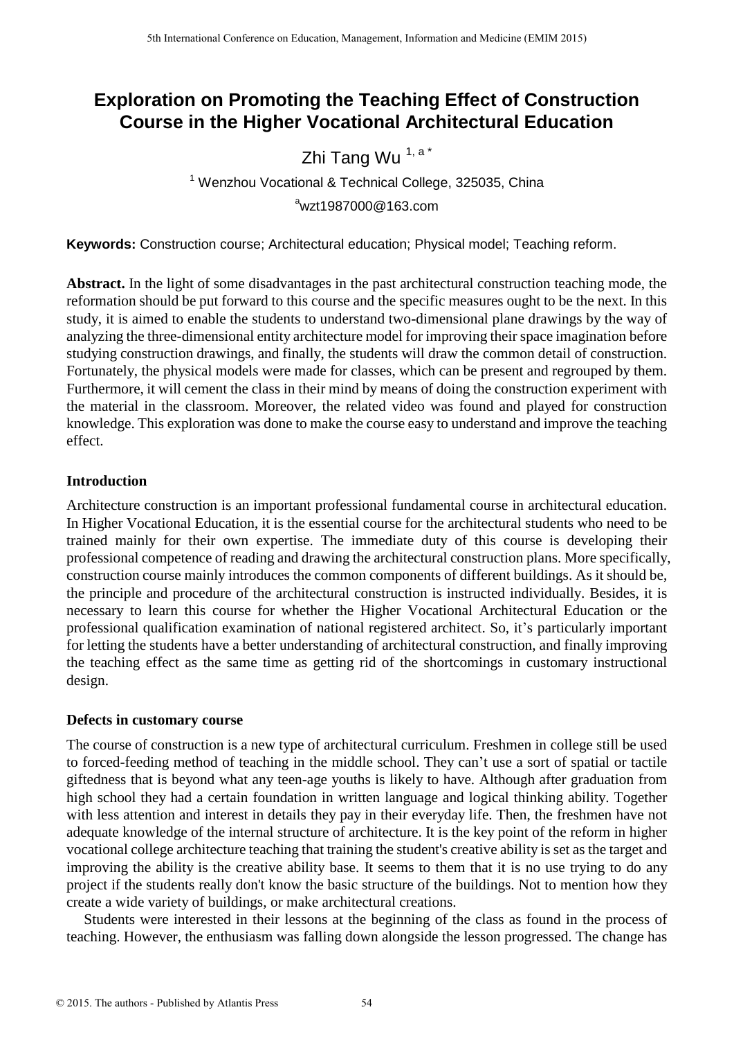# Exploration on Promoting the Teaching Effect of Construction Course in the Higher Vocational Architectural Education

Zhi Tang Wu [1, a *]

[1] Wenzhou Vocational & Technical College, 325035, China

[a]wzt1987000@163.com

**Keywords:** Construction course; Architectural education; Physical model; Teaching reform.

**Abstract.** In the light of some disadvantages in the past architectural construction teaching mode, the reformation should be put forward to this course and the specific measures ought to be the next. In this study, it is aimed to enable the students to understand two-dimensional plane drawings by the way of analyzing the three-dimensional entity architecture model for improving their space imagination before studying construction drawings, and finally, the students will draw the common detail of construction. Fortunately, the physical models were made for classes, which can be present and regrouped by them. Furthermore, it will cement the class in their mind by means of doing the construction experiment with the material in the classroom. Moreover, the related video was found and played for construction knowledge. This exploration was done to make the course easy to understand and improve the teaching effect.

## Introduction

Architecture construction is an important professional fundamental course in architectural education. In Higher Vocational Education, it is the essential course for the architectural students who need to be trained mainly for their own expertise. The immediate duty of this course is developing their professional competence of reading and drawing the architectural construction plans. More specifically, construction course mainly introduces the common components of different buildings. As it should be, the principle and procedure of the architectural construction is instructed individually. Besides, it is necessary to learn this course for whether the Higher Vocational Architectural Education or the professional qualification examination of national registered architect. So, it's particularly important for letting the students have a better understanding of architectural construction, and finally improving the teaching effect as the same time as getting rid of the shortcomings in customary instructional design.

## Defects in customary course

The course of construction is a new type of architectural curriculum. Freshmen in college still be used to forced-feeding method of teaching in the middle school. They can't use a sort of spatial or tactile giftedness that is beyond what any teen-age youths is likely to have. Although after graduation from high school they had a certain foundation in written language and logical thinking ability. Together with less attention and interest in details they pay in their everyday life. Then, the freshmen have not adequate knowledge of the internal structure of architecture. It is the key point of the reform in higher vocational college architecture teaching that training the student's creative ability is set as the target and improving the ability is the creative ability base. It seems to them that it is no use trying to do any project if the students really don't know the basic structure of the buildings. Not to mention how they create a wide variety of buildings, or make architectural creations.

Students were interested in their lessons at the beginning of the class as found in the process of teaching. However, the enthusiasm was falling down alongside the lesson progressed. The change has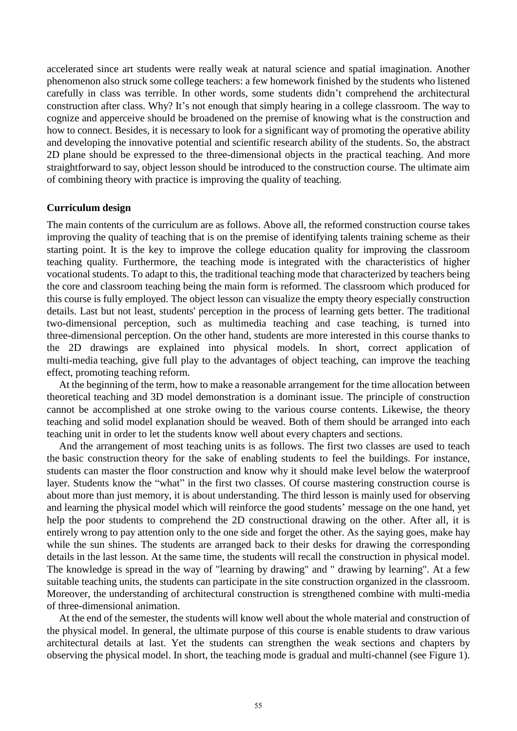accelerated since art students were really weak at natural science and spatial imagination. Another phenomenon also struck some college teachers: a few homework finished by the students who listened carefully in class was terrible. In other words, some students didn't comprehend the architectural construction after class. Why? It's not enough that simply hearing in a college classroom. The way to cognize and apperceive should be broadened on the premise of knowing what is the construction and how to connect. Besides, it is necessary to look for a significant way of promoting the operative ability and developing the innovative potential and scientific research ability of the students. So, the abstract 2D plane should be expressed to the three-dimensional objects in the practical teaching. And more straightforward to say, object lesson should be introduced to the construction course. The ultimate aim of combining theory with practice is improving the quality of teaching.

**Curriculum design**

The main contents of the curriculum are as follows. Above all, the reformed construction course takes improving the quality of teaching that is on the premise of identifying talents training scheme as their starting point. It is the key to improve the college education quality for improving the classroom teaching quality. Furthermore, the teaching mode is integrated with the characteristics of higher vocational students. To adapt to this, the traditional teaching mode that characterized by teachers being the core and classroom teaching being the main form is reformed. The classroom which produced for this course is fully employed. The object lesson can visualize the empty theory especially construction details. Last but not least, students' perception in the process of learning gets better. The traditional two-dimensional perception, such as multimedia teaching and case teaching, is turned into three-dimensional perception. On the other hand, students are more interested in this course thanks to the 2D drawings are explained into physical models. In short, correct application of multi-media teaching, give full play to the advantages of object teaching, can improve the teaching effect, promoting teaching reform.

At the beginning of the term, how to make a reasonable arrangement for the time allocation between theoretical teaching and 3D model demonstration is a dominant issue. The principle of construction cannot be accomplished at one stroke owing to the various course contents. Likewise, the theory teaching and solid model explanation should be weaved. Both of them should be arranged into each teaching unit in order to let the students know well about every chapters and sections.

And the arrangement of most teaching units is as follows. The first two classes are used to teach the basic construction theory for the sake of enabling students to feel the buildings. For instance, students can master the floor construction and know why it should make level below the waterproof layer. Students know the "what" in the first two classes. Of course mastering construction course is about more than just memory, it is about understanding. The third lesson is mainly used for observing and learning the physical model which will reinforce the good students' message on the one hand, yet help the poor students to comprehend the 2D constructional drawing on the other. After all, it is entirely wrong to pay attention only to the one side and forget the other. As the saying goes, make hay while the sun shines. The students are arranged back to their desks for drawing the corresponding details in the last lesson. At the same time, the students will recall the construction in physical model. The knowledge is spread in the way of "learning by drawing" and " drawing by learning". At a few suitable teaching units, the students can participate in the site construction organized in the classroom. Moreover, the understanding of architectural construction is strengthened combine with multi-media of three-dimensional animation.

At the end of the semester, the students will know well about the whole material and construction of the physical model. In general, the ultimate purpose of this course is enable students to draw various architectural details at last. Yet the students can strengthen the weak sections and chapters by observing the physical model. In short, the teaching mode is gradual and multi-channel (see Figure 1).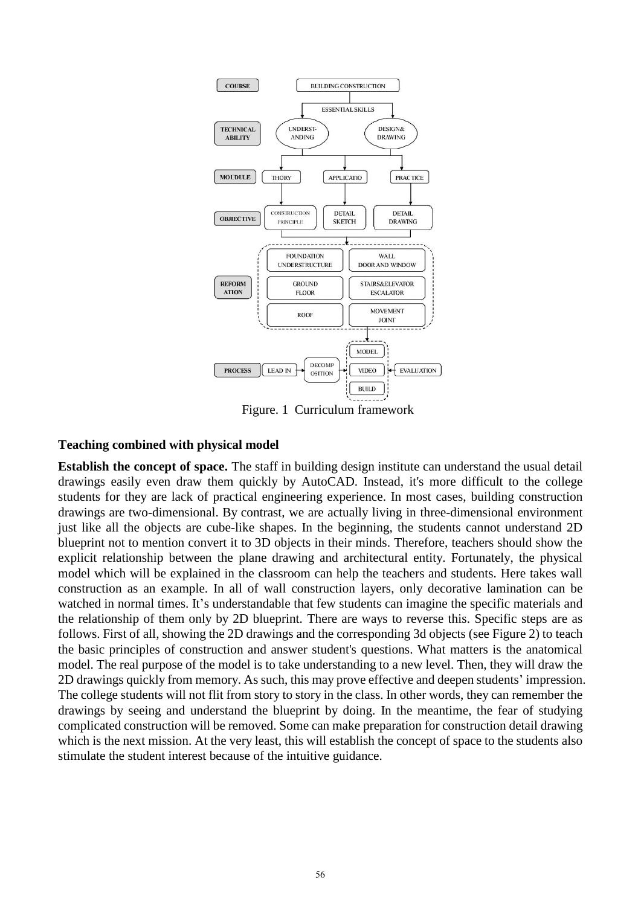Figure. 1 Curriculum framework

### Teaching combined with physical model

**Establish the concept of space.** The staff in building design institute can understand the usual detail drawings easily even draw them quickly by AutoCAD. Instead, it's more difficult to the college students for they are lack of practical engineering experience. In most cases, building construction drawings are two-dimensional. By contrast, we are actually living in three-dimensional environment just like all the objects are cube-like shapes. In the beginning, the students cannot understand 2D blueprint not to mention convert it to 3D objects in their minds. Therefore, teachers should show the explicit relationship between the plane drawing and architectural entity. Fortunately, the physical model which will be explained in the classroom can help the teachers and students. Here takes wall construction as an example. In all of wall construction layers, only decorative lamination can be watched in normal times. It's understandable that few students can imagine the specific materials and the relationship of them only by 2D blueprint. There are ways to reverse this. Specific steps are as follows. First of all, showing the 2D drawings and the corresponding 3d objects (see Figure 2) to teach the basic principles of construction and answer student's questions. What matters is the anatomical model. The real purpose of the model is to take understanding to a new level. Then, they will draw the 2D drawings quickly from memory. As such, this may prove effective and deepen students' impression. The college students will not flit from story to story in the class. In other words, they can remember the drawings by seeing and understand the blueprint by doing. In the meantime, the fear of studying complicated construction will be removed. Some can make preparation for construction detail drawing which is the next mission. At the very least, this will establish the concept of space to the students also stimulate the student interest because of the intuitive guidance.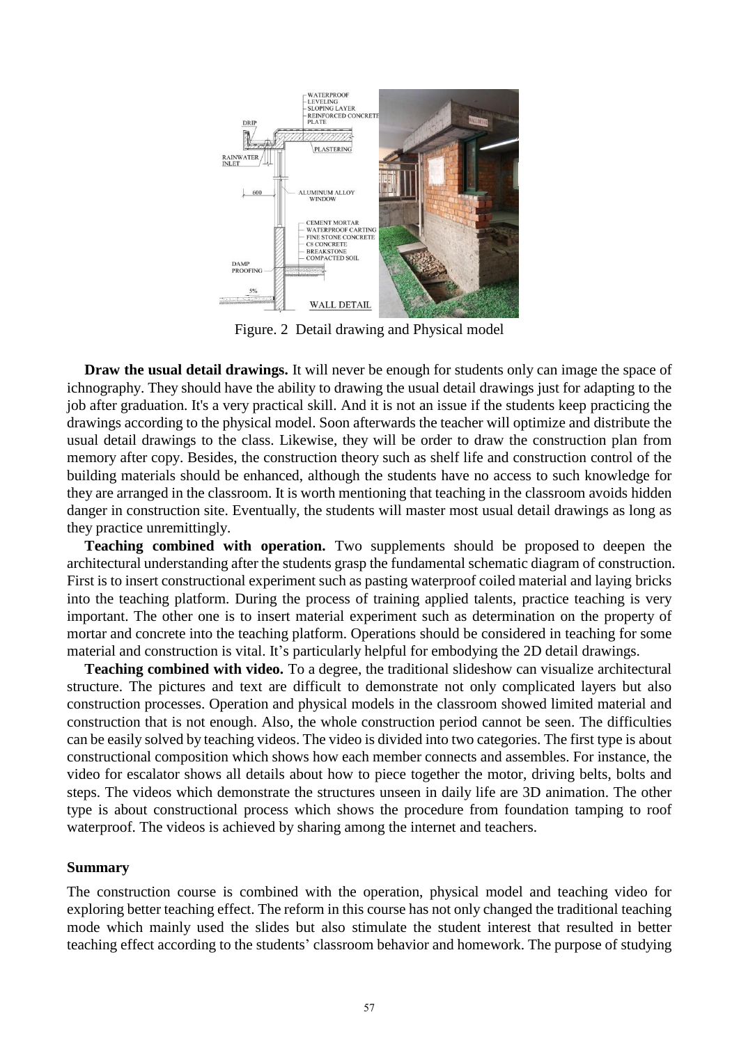Figure. 2 Detail drawing and Physical model

**Draw the usual detail drawings.** It will never be enough for students only can image the space of ichnography. They should have the ability to drawing the usual detail drawings just for adapting to the job after graduation. It's a very practical skill. And it is not an issue if the students keep practicing the drawings according to the physical model. Soon afterwards the teacher will optimize and distribute the usual detail drawings to the class. Likewise, they will be order to draw the construction plan from memory after copy. Besides, the construction theory such as shelf life and construction control of the building materials should be enhanced, although the students have no access to such knowledge for they are arranged in the classroom. It is worth mentioning that teaching in the classroom avoids hidden danger in construction site. Eventually, the students will master most usual detail drawings as long as they practice unremittingly.

**Teaching combined with operation.** Two supplements should be proposed to deepen the architectural understanding after the students grasp the fundamental schematic diagram of construction. First is to insert constructional experiment such as pasting waterproof coiled material and laying bricks into the teaching platform. During the process of training applied talents, practice teaching is very important. The other one is to insert material experiment such as determination on the property of mortar and concrete into the teaching platform. Operations should be considered in teaching for some material and construction is vital. It's particularly helpful for embodying the 2D detail drawings.

**Teaching combined with video.** To a degree, the traditional slideshow can visualize architectural structure. The pictures and text are difficult to demonstrate not only complicated layers but also construction processes. Operation and physical models in the classroom showed limited material and construction that is not enough. Also, the whole construction period cannot be seen. The difficulties can be easily solved by teaching videos. The video is divided into two categories. The first type is about constructional composition which shows how each member connects and assembles. For instance, the video for escalator shows all details about how to piece together the motor, driving belts, bolts and steps. The videos which demonstrate the structures unseen in daily life are 3D animation. The other type is about constructional process which shows the procedure from foundation tamping to roof waterproof. The videos is achieved by sharing among the internet and teachers.

## Summary

The construction course is combined with the operation, physical model and teaching video for exploring better teaching effect. The reform in this course has not only changed the traditional teaching mode which mainly used the slides but also stimulate the student interest that resulted in better teaching effect according to the students' classroom behavior and homework. The purpose of studying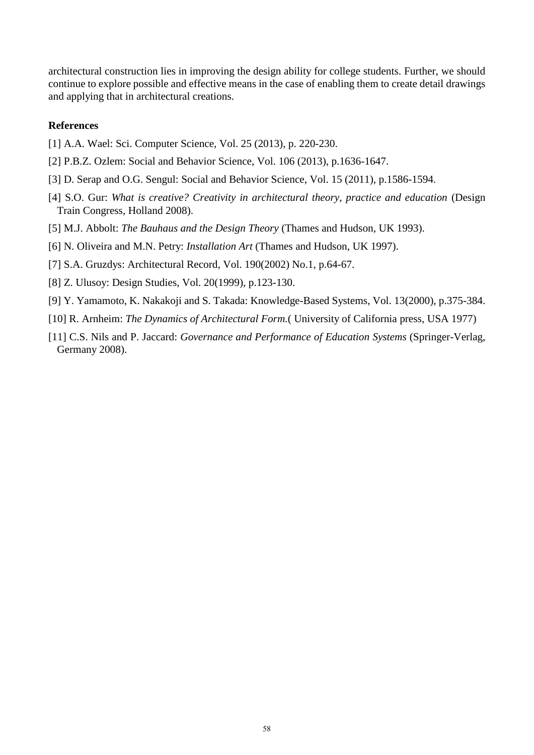architectural construction lies in improving the design ability for college students. Further, we should continue to explore possible and effective means in the case of enabling them to create detail drawings and applying that in architectural creations.

**References**

[1] A.A. Wael: Sci. Computer Science, Vol. 25 (2013), p. 220-230.

[2] P.B.Z. Ozlem: Social and Behavior Science, Vol. 106 (2013), p.1636-1647.

[3] D. Serap and O.G. Sengul: Social and Behavior Science, Vol. 15 (2011), p.1586-1594.

[4] S.O. Gur: *What is creative? Creativity in architectural theory, practice and education* (Design Train Congress, Holland 2008).

[5] M.J. Abbolt: *The Bauhaus and the Design Theory* (Thames and Hudson, UK 1993).

[6] N. Oliveira and M.N. Petry: *Installation Art* (Thames and Hudson, UK 1997).

[7] S.A. Gruzdys: Architectural Record, Vol. 190(2002) No.1, p.64-67.

[8] Z. Ulusoy: Design Studies, Vol. 20(1999), p.123-130.

[9] Y. Yamamoto, K. Nakakoji and S. Takada: Knowledge-Based Systems, Vol. 13(2000), p.375-384.

[10] R. Arnheim: *The Dynamics of Architectural Form*.( University of California press, USA 1977)

[11] C.S. Nils and P. Jaccard: *Governance and Performance of Education Systems* (Springer-Verlag, Germany 2008).